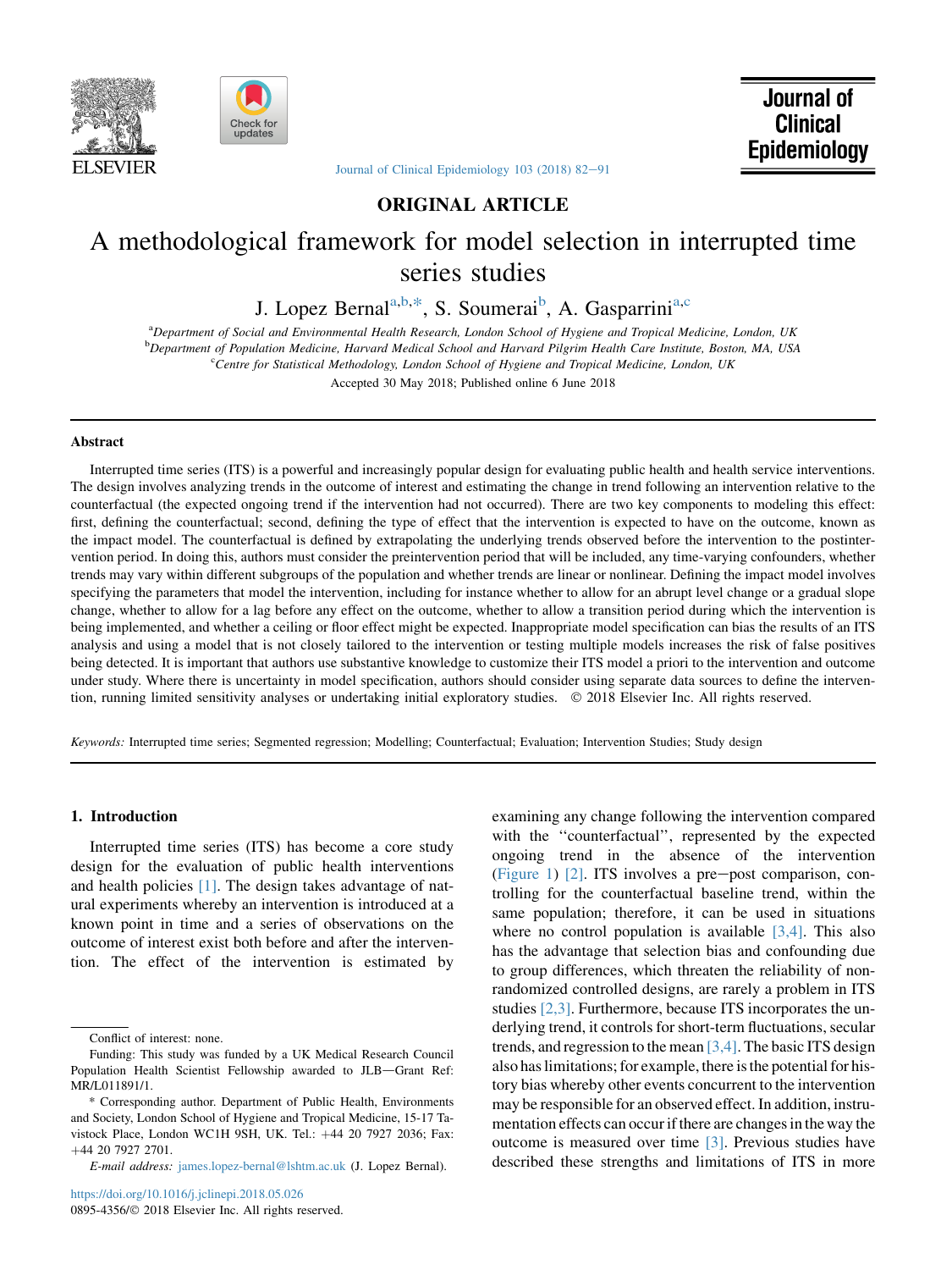ORIGINAL ARTICLE

# A methodological framework for model selection in interrupted time series studies

J. Lopez Bernal[a,b,*], S. Soumerai[b], A. Gasparrini[a,c]

[a]Department of Social and Environmental Health Research, London School of Hygiene and Tropical Medicine, London, UK
[b]Department of Population Medicine, Harvard Medical School and Harvard Pilgrim Health Care Institute, Boston, MA, USA
[c]Centre for Statistical Methodology, London School of Hygiene and Tropical Medicine, London, UK

Accepted 30 May 2018; Published online 6 June 2018

## Abstract

Interrupted time series (ITS) is a powerful and increasingly popular design for evaluating public health and health service interventions. The design involves analyzing trends in the outcome of interest and estimating the change in trend following an intervention relative to the counterfactual (the expected ongoing trend if the intervention had not occurred). There are two key components to modeling this effect: first, defining the counterfactual; second, defining the type of effect that the intervention is expected to have on the outcome, known as the impact model. The counterfactual is defined by extrapolating the underlying trends observed before the intervention to the postintervention period. In doing this, authors must consider the preintervention period that will be included, any time-varying confounders, whether trends may vary within different subgroups of the population and whether trends are linear or nonlinear. Defining the impact model involves specifying the parameters that model the intervention, including for instance whether to allow for an abrupt level change or a gradual slope change, whether to allow for a lag before any effect on the outcome, whether to allow a transition period during which the intervention is being implemented, and whether a ceiling or floor effect might be expected. Inappropriate model specification can bias the results of an ITS analysis and using a model that is not closely tailored to the intervention or testing multiple models increases the risk of false positives being detected. It is important that authors use substantive knowledge to customize their ITS model a priori to the intervention and outcome under study. Where there is uncertainty in model specification, authors should consider using separate data sources to define the intervention, running limited sensitivity analyses or undertaking initial exploratory studies. © 2018 Elsevier Inc. All rights reserved.

*Keywords:* Interrupted time series; Segmented regression; Modelling; Counterfactual; Evaluation; Intervention Studies; Study design

## 1. Introduction

Interrupted time series (ITS) has become a core study design for the evaluation of public health interventions and health policies [1]. The design takes advantage of natural experiments whereby an intervention is introduced at a known point in time and a series of observations on the outcome of interest exist both before and after the intervention. The effect of the intervention is estimated by examining any change following the intervention compared with the ''counterfactual'', represented by the expected ongoing trend in the absence of the intervention (Figure 1) [2]. ITS involves a pre−post comparison, controlling for the counterfactual baseline trend, within the same population; therefore, it can be used in situations where no control population is available [3,4]. This also has the advantage that selection bias and confounding due to group differences, which threaten the reliability of nonrandomized controlled designs, are rarely a problem in ITS studies [2,3]. Furthermore, because ITS incorporates the underlying trend, it controls for short-term fluctuations, secular trends, and regression to the mean [3,4]. The basic ITS design also has limitations; for example, there is the potential for history bias whereby other events concurrent to the intervention may be responsible for an observed effect. In addition, instrumentation effects can occur if there are changes in the way the outcome is measured over time [3]. Previous studies have described these strengths and limitations of ITS in more

Conflict of interest: none.

Funding: This study was funded by a UK Medical Research Council Population Health Scientist Fellowship awarded to JLB—Grant Ref: MR/L011891/1.

* Corresponding author. Department of Public Health, Environments and Society, London School of Hygiene and Tropical Medicine, 15-17 Tavistock Place, London WC1H 9SH, UK. Tel.: +44 20 7927 2036; Fax: +44 20 7927 2701.

*E-mail address:* james.lopez-bernal@lshtm.ac.uk (J. Lopez Bernal).

https://doi.org/10.1016/j.jclinepi.2018.05.026
0895-4356/© 2018 Elsevier Inc. All rights reserved.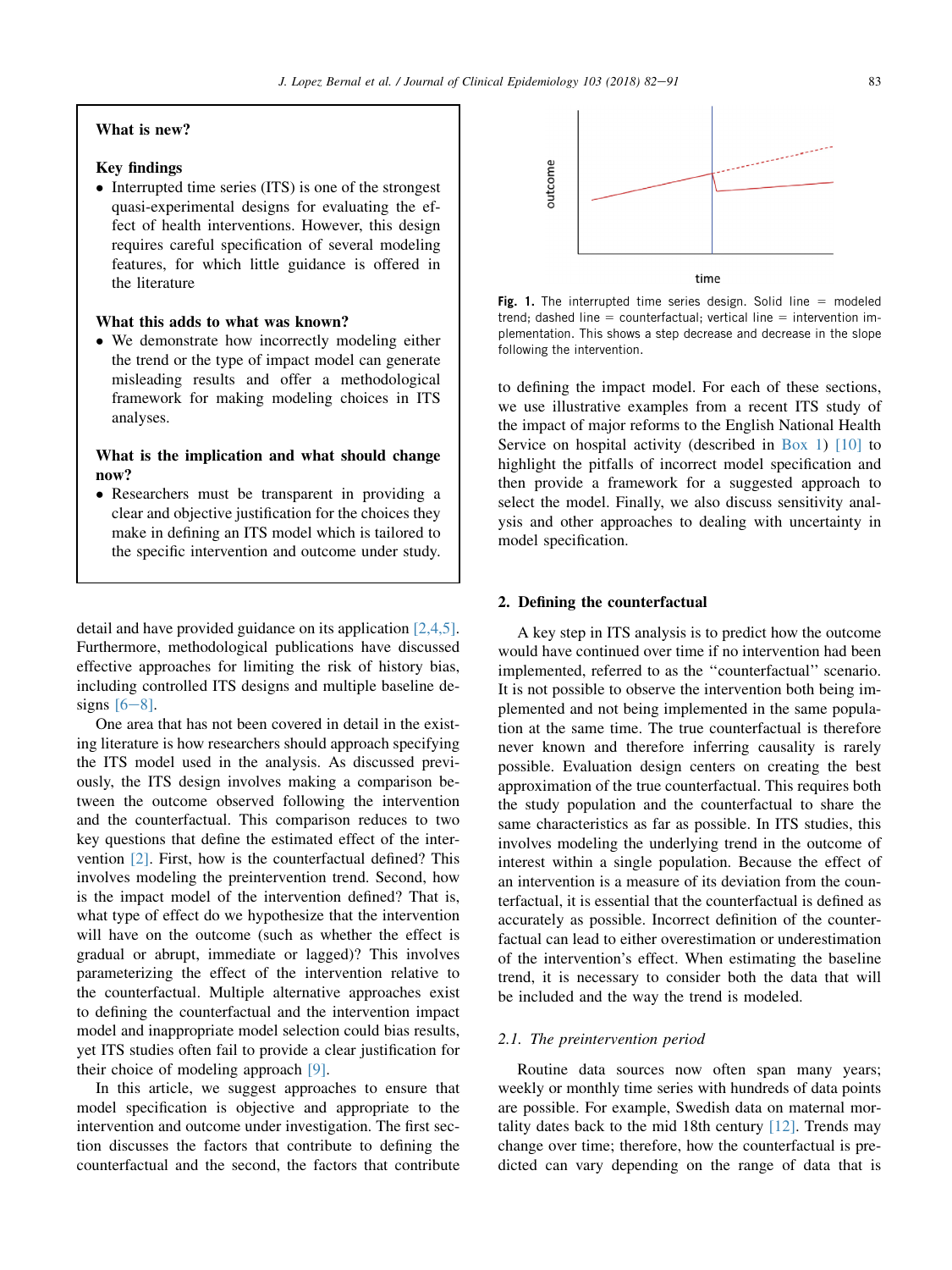**What is new?**

**Key findings**

- Interrupted time series (ITS) is one of the strongest quasi-experimental designs for evaluating the effect of health interventions. However, this design requires careful specification of several modeling features, for which little guidance is offered in the literature

**What this adds to what was known?**

- We demonstrate how incorrectly modeling either the trend or the type of impact model can generate misleading results and offer a methodological framework for making modeling choices in ITS analyses.

**What is the implication and what should change now?**

- Researchers must be transparent in providing a clear and objective justification for the choices they make in defining an ITS model which is tailored to the specific intervention and outcome under study.

detail and have provided guidance on its application [2,4,5]. Furthermore, methodological publications have discussed effective approaches for limiting the risk of history bias, including controlled ITS designs and multiple baseline designs [6−8].

One area that has not been covered in detail in the existing literature is how researchers should approach specifying the ITS model used in the analysis. As discussed previously, the ITS design involves making a comparison between the outcome observed following the intervention and the counterfactual. This comparison reduces to two key questions that define the estimated effect of the intervention [2]. First, how is the counterfactual defined? This involves modeling the preintervention trend. Second, how is the impact model of the intervention defined? That is, what type of effect do we hypothesize that the intervention will have on the outcome (such as whether the effect is gradual or abrupt, immediate or lagged)? This involves parameterizing the effect of the intervention relative to the counterfactual. Multiple alternative approaches exist to defining the counterfactual and the intervention impact model and inappropriate model selection could bias results, yet ITS studies often fail to provide a clear justification for their choice of modeling approach [9].

In this article, we suggest approaches to ensure that model specification is objective and appropriate to the intervention and outcome under investigation. The first section discusses the factors that contribute to defining the counterfactual and the second, the factors that contribute

outcome

time

Fig. 1. The interrupted time series design. Solid line = modeled trend; dashed line = counterfactual; vertical line = intervention implementation. This shows a step decrease and decrease in the slope following the intervention.

to defining the impact model. For each of these sections, we use illustrative examples from a recent ITS study of the impact of major reforms to the English National Health Service on hospital activity (described in Box 1) [10] to highlight the pitfalls of incorrect model specification and then provide a framework for a suggested approach to select the model. Finally, we also discuss sensitivity analysis and other approaches to dealing with uncertainty in model specification.

## 2. Defining the counterfactual

A key step in ITS analysis is to predict how the outcome would have continued over time if no intervention had been implemented, referred to as the "counterfactual" scenario. It is not possible to observe the intervention both being implemented and not being implemented in the same population at the same time. The true counterfactual is therefore never known and therefore inferring causality is rarely possible. Evaluation design centers on creating the best approximation of the true counterfactual. This requires both the study population and the counterfactual to share the same characteristics as far as possible. In ITS studies, this involves modeling the underlying trend in the outcome of interest within a single population. Because the effect of an intervention is a measure of its deviation from the counterfactual, it is essential that the counterfactual is defined as accurately as possible. Incorrect definition of the counterfactual can lead to either overestimation or underestimation of the intervention's effect. When estimating the baseline trend, it is necessary to consider both the data that will be included and the way the trend is modeled.

### 2.1. The preintervention period

Routine data sources now often span many years; weekly or monthly time series with hundreds of data points are possible. For example, Swedish data on maternal mortality dates back to the mid 18th century [12]. Trends may change over time; therefore, how the counterfactual is predicted can vary depending on the range of data that is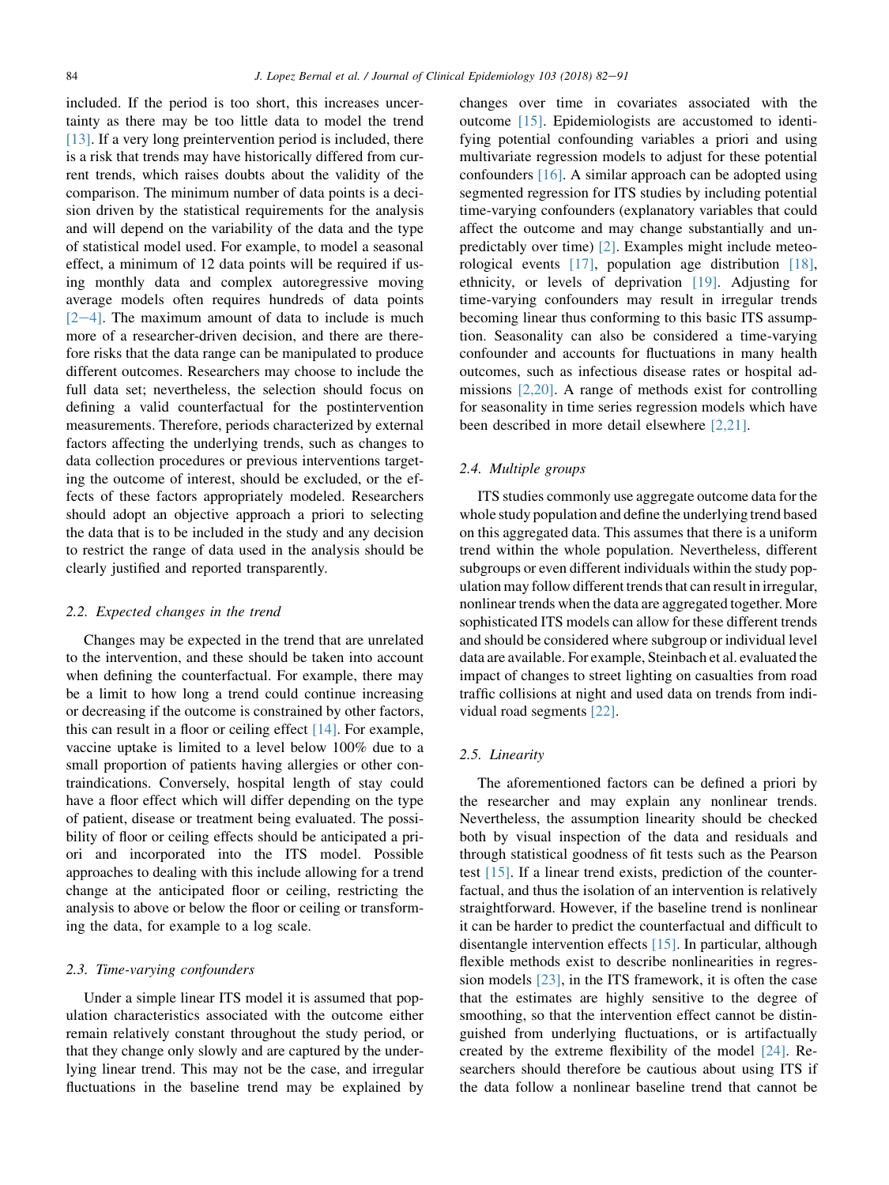included. If the period is too short, this increases uncertainty as there may be too little data to model the trend [13]. If a very long preintervention period is included, there is a risk that trends may have historically differed from current trends, which raises doubts about the validity of the comparison. The minimum number of data points is a decision driven by the statistical requirements for the analysis and will depend on the variability of the data and the type of statistical model used. For example, to model a seasonal effect, a minimum of 12 data points will be required if using monthly data and complex autoregressive moving average models often requires hundreds of data points [2–4]. The maximum amount of data to include is much more of a researcher-driven decision, and there are therefore risks that the data range can be manipulated to produce different outcomes. Researchers may choose to include the full data set; nevertheless, the selection should focus on defining a valid counterfactual for the postintervention measurements. Therefore, periods characterized by external factors affecting the underlying trends, such as changes to data collection procedures or previous interventions targeting the outcome of interest, should be excluded, or the effects of these factors appropriately modeled. Researchers should adopt an objective approach a priori to selecting the data that is to be included in the study and any decision to restrict the range of data used in the analysis should be clearly justified and reported transparently.

### 2.2. Expected changes in the trend

Changes may be expected in the trend that are unrelated to the intervention, and these should be taken into account when defining the counterfactual. For example, there may be a limit to how long a trend could continue increasing or decreasing if the outcome is constrained by other factors, this can result in a floor or ceiling effect [14]. For example, vaccine uptake is limited to a level below 100% due to a small proportion of patients having allergies or other contraindications. Conversely, hospital length of stay could have a floor effect which will differ depending on the type of patient, disease or treatment being evaluated. The possibility of floor or ceiling effects should be anticipated a priori and incorporated into the ITS model. Possible approaches to dealing with this include allowing for a trend change at the anticipated floor or ceiling, restricting the analysis to above or below the floor or ceiling or transforming the data, for example to a log scale.

### 2.3. Time-varying confounders

Under a simple linear ITS model it is assumed that population characteristics associated with the outcome either remain relatively constant throughout the study period, or that they change only slowly and are captured by the underlying linear trend. This may not be the case, and irregular fluctuations in the baseline trend may be explained by changes over time in covariates associated with the outcome [15]. Epidemiologists are accustomed to identifying potential confounding variables a priori and using multivariate regression models to adjust for these potential confounders [16]. A similar approach can be adopted using segmented regression for ITS studies by including potential time-varying confounders (explanatory variables that could affect the outcome and may change substantially and unpredictably over time) [2]. Examples might include meteorological events [17], population age distribution [18], ethnicity, or levels of deprivation [19]. Adjusting for time-varying confounders may result in irregular trends becoming linear thus conforming to this basic ITS assumption. Seasonality can also be considered a time-varying confounder and accounts for fluctuations in many health outcomes, such as infectious disease rates or hospital admissions [2,20]. A range of methods exist for controlling for seasonality in time series regression models which have been described in more detail elsewhere [2,21].

### 2.4. Multiple groups

ITS studies commonly use aggregate outcome data for the whole study population and define the underlying trend based on this aggregated data. This assumes that there is a uniform trend within the whole population. Nevertheless, different subgroups or even different individuals within the study population may follow different trends that can result in irregular, nonlinear trends when the data are aggregated together. More sophisticated ITS models can allow for these different trends and should be considered where subgroup or individual level data are available. For example, Steinbach et al. evaluated the impact of changes to street lighting on casualties from road traffic collisions at night and used data on trends from individual road segments [22].

### 2.5. Linearity

The aforementioned factors can be defined a priori by the researcher and may explain any nonlinear trends. Nevertheless, the assumption linearity should be checked both by visual inspection of the data and residuals and through statistical goodness of fit tests such as the Pearson test [15]. If a linear trend exists, prediction of the counterfactual, and thus the isolation of an intervention is relatively straightforward. However, if the baseline trend is nonlinear it can be harder to predict the counterfactual and difficult to disentangle intervention effects [15]. In particular, although flexible methods exist to describe nonlinearities in regression models [23], in the ITS framework, it is often the case that the estimates are highly sensitive to the degree of smoothing, so that the intervention effect cannot be distinguished from underlying fluctuations, or is artifactually created by the extreme flexibility of the model [24]. Researchers should therefore be cautious about using ITS if the data follow a nonlinear baseline trend that cannot be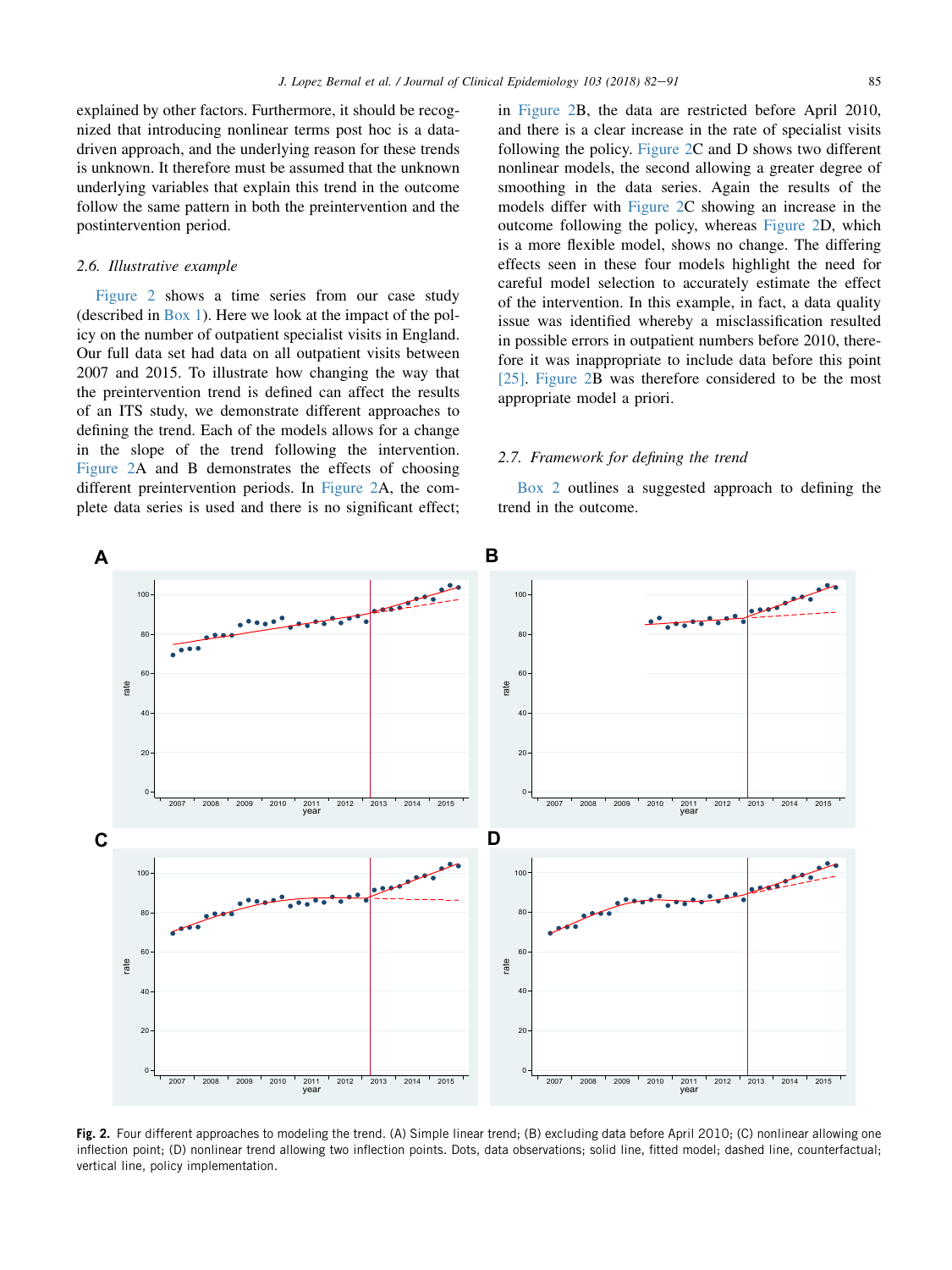explained by other factors. Furthermore, it should be recognized that introducing nonlinear terms post hoc is a data-driven approach, and the underlying reason for these trends is unknown. It therefore must be assumed that the unknown underlying variables that explain this trend in the outcome follow the same pattern in both the preintervention and the postintervention period.

### 2.6. Illustrative example

Figure 2 shows a time series from our case study (described in Box 1). Here we look at the impact of the policy on the number of outpatient specialist visits in England. Our full data set had data on all outpatient visits between 2007 and 2015. To illustrate how changing the way that the preintervention trend is defined can affect the results of an ITS study, we demonstrate different approaches to defining the trend. Each of the models allows for a change in the slope of the trend following the intervention. Figure 2A and B demonstrates the effects of choosing different preintervention periods. In Figure 2A, the complete data series is used and there is no significant effect; in Figure 2B, the data are restricted before April 2010, and there is a clear increase in the rate of specialist visits following the policy. Figure 2C and D shows two different nonlinear models, the second allowing a greater degree of smoothing in the data series. Again the results of the models differ with Figure 2C showing an increase in the outcome following the policy, whereas Figure 2D, which is a more flexible model, shows no change. The differing effects seen in these four models highlight the need for careful model selection to accurately estimate the effect of the intervention. In this example, in fact, a data quality issue was identified whereby a misclassification resulted in possible errors in outpatient numbers before 2010, therefore it was inappropriate to include data before this point [25]. Figure 2B was therefore considered to be the most appropriate model a priori.

### 2.7. Framework for defining the trend

Box 2 outlines a suggested approach to defining the trend in the outcome.

**Fig. 2.** Four different approaches to modeling the trend. (A) Simple linear trend; (B) excluding data before April 2010; (C) nonlinear allowing one inflection point; (D) nonlinear trend allowing two inflection points. Dots, data observations; solid line, fitted model; dashed line, counterfactual; vertical line, policy implementation.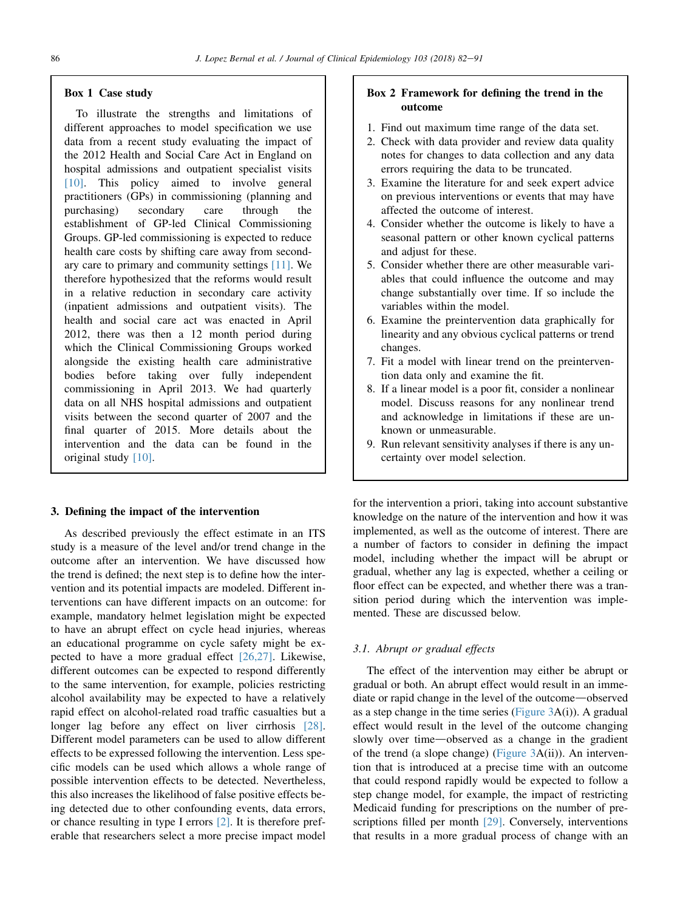### Box 1 Case study

To illustrate the strengths and limitations of different approaches to model specification we use data from a recent study evaluating the impact of the 2012 Health and Social Care Act in England on hospital admissions and outpatient specialist visits [10]. This policy aimed to involve general practitioners (GPs) in commissioning (planning and purchasing) secondary care through the establishment of GP-led Clinical Commissioning Groups. GP-led commissioning is expected to reduce health care costs by shifting care away from secondary care to primary and community settings [11]. We therefore hypothesized that the reforms would result in a relative reduction in secondary care activity (inpatient admissions and outpatient visits). The health and social care act was enacted in April 2012, there was then a 12 month period during which the Clinical Commissioning Groups worked alongside the existing health care administrative bodies before taking over fully independent commissioning in April 2013. We had quarterly data on all NHS hospital admissions and outpatient visits between the second quarter of 2007 and the final quarter of 2015. More details about the intervention and the data can be found in the original study [10].

### Box 2 Framework for defining the trend in the outcome

1. Find out maximum time range of the data set.
2. Check with data provider and review data quality notes for changes to data collection and any data errors requiring the data to be truncated.
3. Examine the literature for and seek expert advice on previous interventions or events that may have affected the outcome of interest.
4. Consider whether the outcome is likely to have a seasonal pattern or other known cyclical patterns and adjust for these.
5. Consider whether there are other measurable variables that could influence the outcome and may change substantially over time. If so include the variables within the model.
6. Examine the preintervention data graphically for linearity and any obvious cyclical patterns or trend changes.
7. Fit a model with linear trend on the preintervention data only and examine the fit.
8. If a linear model is a poor fit, consider a nonlinear model. Discuss reasons for any nonlinear trend and acknowledge in limitations if these are unknown or unmeasurable.
9. Run relevant sensitivity analyses if there is any uncertainty over model selection.

## 3. Defining the impact of the intervention

As described previously the effect estimate in an ITS study is a measure of the level and/or trend change in the outcome after an intervention. We have discussed how the trend is defined; the next step is to define how the intervention and its potential impacts are modeled. Different interventions can have different impacts on an outcome: for example, mandatory helmet legislation might be expected to have an abrupt effect on cycle head injuries, whereas an educational programme on cycle safety might be expected to have a more gradual effect [26,27]. Likewise, different outcomes can be expected to respond differently to the same intervention, for example, policies restricting alcohol availability may be expected to have a relatively rapid effect on alcohol-related road traffic casualties but a longer lag before any effect on liver cirrhosis [28]. Different model parameters can be used to allow different effects to be expressed following the intervention. Less specific models can be used which allows a whole range of possible intervention effects to be detected. Nevertheless, this also increases the likelihood of false positive effects being detected due to other confounding events, data errors, or chance resulting in type I errors [2]. It is therefore preferable that researchers select a more precise impact model for the intervention a priori, taking into account substantive knowledge on the nature of the intervention and how it was implemented, as well as the outcome of interest. There are a number of factors to consider in defining the impact model, including whether the impact will be abrupt or gradual, whether any lag is expected, whether a ceiling or floor effect can be expected, and whether there was a transition period during which the intervention was implemented. These are discussed below.

### 3.1. Abrupt or gradual effects

The effect of the intervention may either be abrupt or gradual or both. An abrupt effect would result in an immediate or rapid change in the level of the outcome—observed as a step change in the time series (Figure 3A(i)). A gradual effect would result in the level of the outcome changing slowly over time—observed as a change in the gradient of the trend (a slope change) (Figure 3A(ii)). An intervention that is introduced at a precise time with an outcome that could respond rapidly would be expected to follow a step change model, for example, the impact of restricting Medicaid funding for prescriptions on the number of prescriptions filled per month [29]. Conversely, interventions that results in a more gradual process of change with an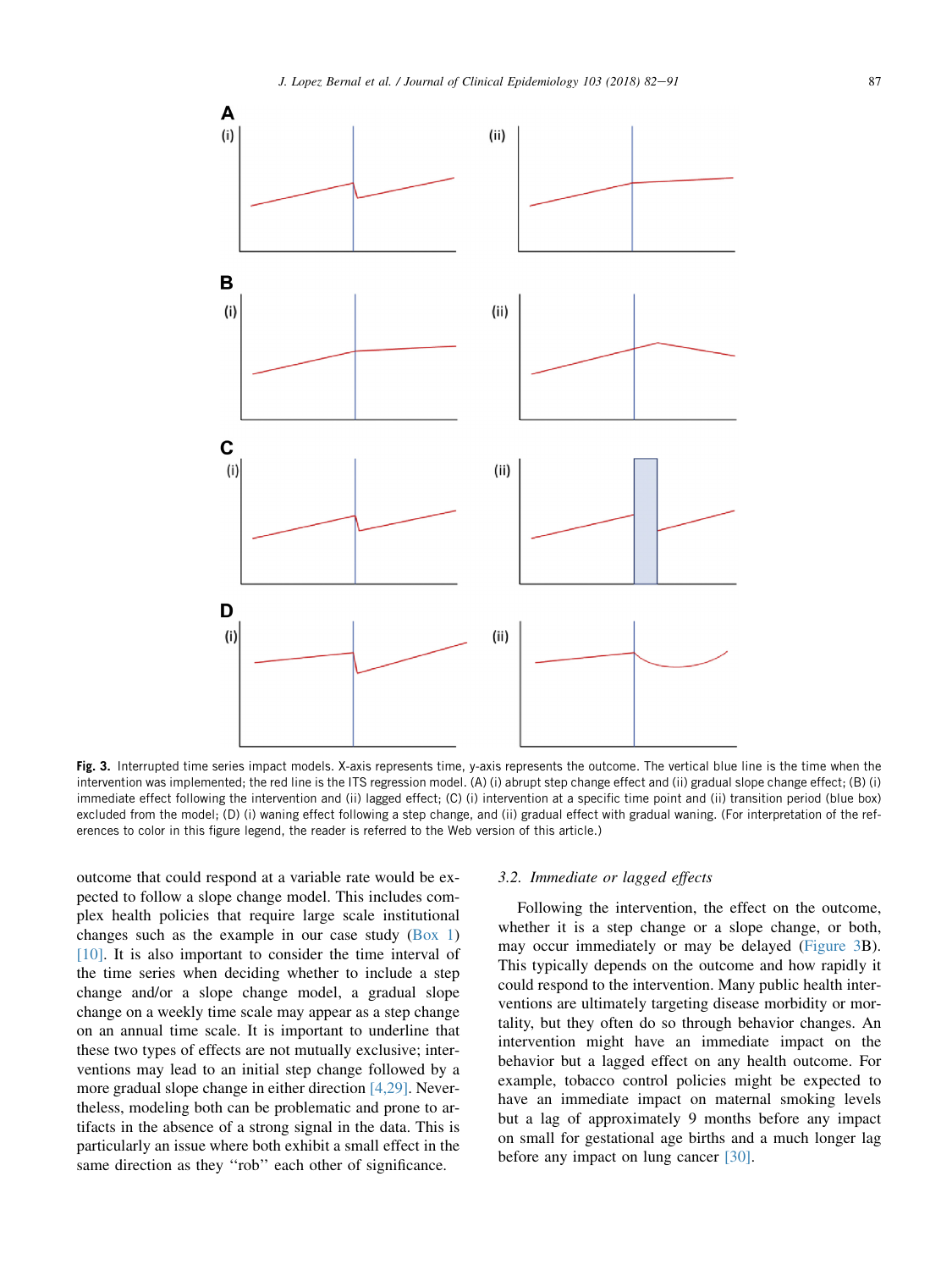A

(i)

(ii)

B

(i)

(ii)

C

(i)

(ii)

D

(i)

(ii)

**Fig. 3.** Interrupted time series impact models. X-axis represents time, y-axis represents the outcome. The vertical blue line is the time when the intervention was implemented; the red line is the ITS regression model. (A) (i) abrupt step change effect and (ii) gradual slope change effect; (B) (i) immediate effect following the intervention and (ii) lagged effect; (C) (i) intervention at a specific time point and (ii) transition period (blue box) excluded from the model; (D) (i) waning effect following a step change, and (ii) gradual effect with gradual waning. (For interpretation of the references to color in this figure legend, the reader is referred to the Web version of this article.)

outcome that could respond at a variable rate would be expected to follow a slope change model. This includes complex health policies that require large scale institutional changes such as the example in our case study (Box 1) [10]. It is also important to consider the time interval of the time series when deciding whether to include a step change and/or a slope change model, a gradual slope change on a weekly time scale may appear as a step change on an annual time scale. It is important to underline that these two types of effects are not mutually exclusive; interventions may lead to an initial step change followed by a more gradual slope change in either direction [4,29]. Nevertheless, modeling both can be problematic and prone to artifacts in the absence of a strong signal in the data. This is particularly an issue where both exhibit a small effect in the same direction as they "rob" each other of significance.

### 3.2. Immediate or lagged effects

Following the intervention, the effect on the outcome, whether it is a step change or a slope change, or both, may occur immediately or may be delayed (Figure 3B). This typically depends on the outcome and how rapidly it could respond to the intervention. Many public health interventions are ultimately targeting disease morbidity or mortality, but they often do so through behavior changes. An intervention might have an immediate impact on the behavior but a lagged effect on any health outcome. For example, tobacco control policies might be expected to have an immediate impact on maternal smoking levels but a lag of approximately 9 months before any impact on small for gestational age births and a much longer lag before any impact on lung cancer [30].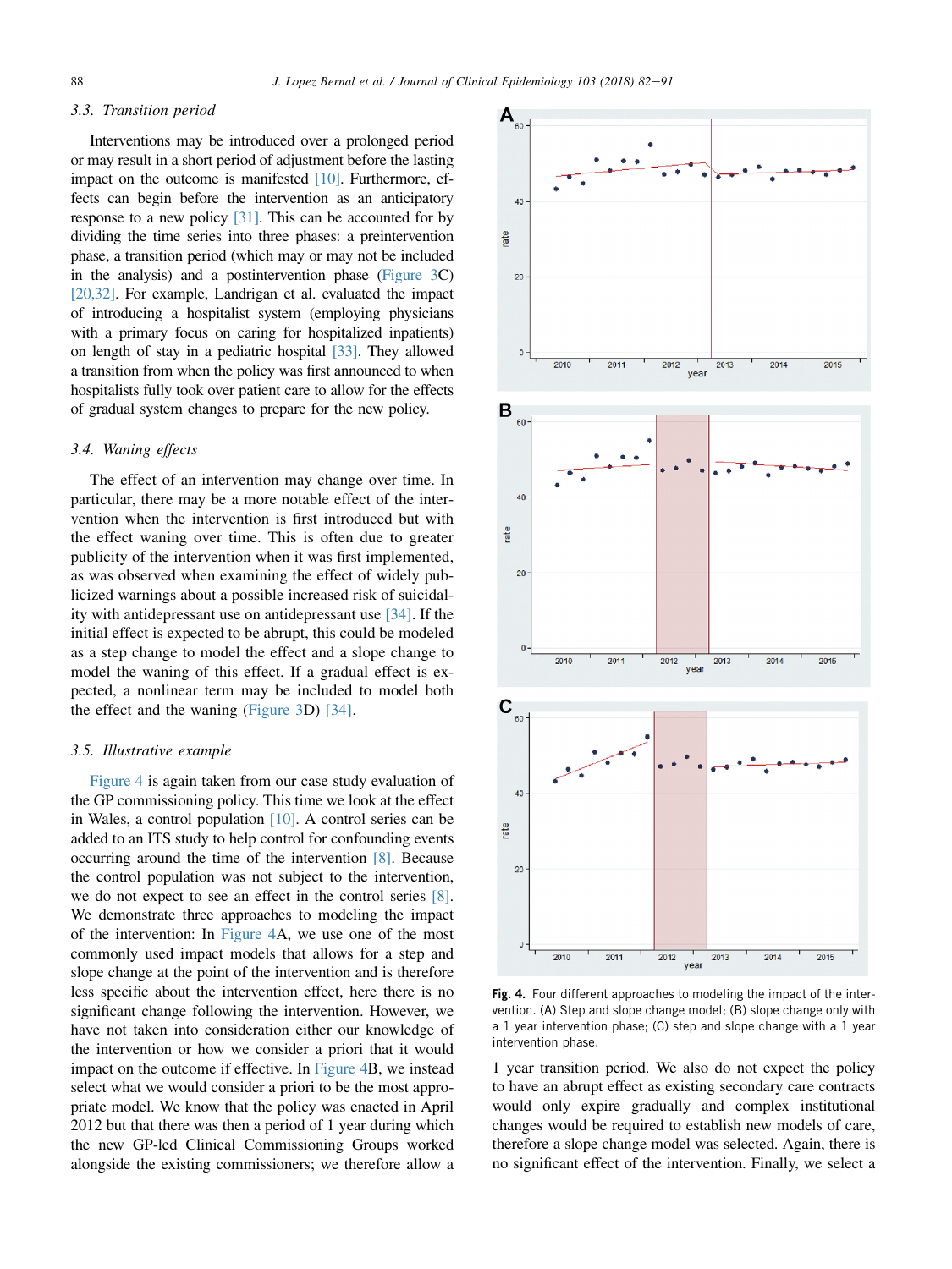### 3.3. Transition period

Interventions may be introduced over a prolonged period or may result in a short period of adjustment before the lasting impact on the outcome is manifested [10]. Furthermore, effects can begin before the intervention as an anticipatory response to a new policy [31]. This can be accounted for by dividing the time series into three phases: a preintervention phase, a transition period (which may or may not be included in the analysis) and a postintervention phase (Figure 3C) [20,32]. For example, Landrigan et al. evaluated the impact of introducing a hospitalist system (employing physicians with a primary focus on caring for hospitalized inpatients) on length of stay in a pediatric hospital [33]. They allowed a transition from when the policy was first announced to when hospitalists fully took over patient care to allow for the effects of gradual system changes to prepare for the new policy.

### 3.4. Waning effects

The effect of an intervention may change over time. In particular, there may be a more notable effect of the intervention when the intervention is first introduced but with the effect waning over time. This is often due to greater publicity of the intervention when it was first implemented, as was observed when examining the effect of widely publicized warnings about a possible increased risk of suicidality with antidepressant use on antidepressant use [34]. If the initial effect is expected to be abrupt, this could be modeled as a step change to model the effect and a slope change to model the waning of this effect. If a gradual effect is expected, a nonlinear term may be included to model both the effect and the waning (Figure 3D) [34].

### 3.5. Illustrative example

Figure 4 is again taken from our case study evaluation of the GP commissioning policy. This time we look at the effect in Wales, a control population [10]. A control series can be added to an ITS study to help control for confounding events occurring around the time of the intervention [8]. Because the control population was not subject to the intervention, we do not expect to see an effect in the control series [8]. We demonstrate three approaches to modeling the impact of the intervention: In Figure 4A, we use one of the most commonly used impact models that allows for a step and slope change at the point of the intervention and is therefore less specific about the intervention effect, here there is no significant change following the intervention. However, we have not taken into consideration either our knowledge of the intervention or how we consider a priori that it would impact on the outcome if effective. In Figure 4B, we instead select what we would consider a priori to be the most appropriate model. We know that the policy was enacted in April 2012 but that there was then a period of 1 year during which the new GP-led Clinical Commissioning Groups worked alongside the existing commissioners; we therefore allow a 1 year transition period. We also do not expect the policy to have an abrupt effect as existing secondary care contracts would only expire gradually and complex institutional changes would be required to establish new models of care, therefore a slope change model was selected. Again, there is no significant effect of the intervention. Finally, we select a

Fig. 4. Four different approaches to modeling the impact of the intervention. (A) Step and slope change model; (B) slope change only with a 1 year intervention phase; (C) step and slope change with a 1 year intervention phase.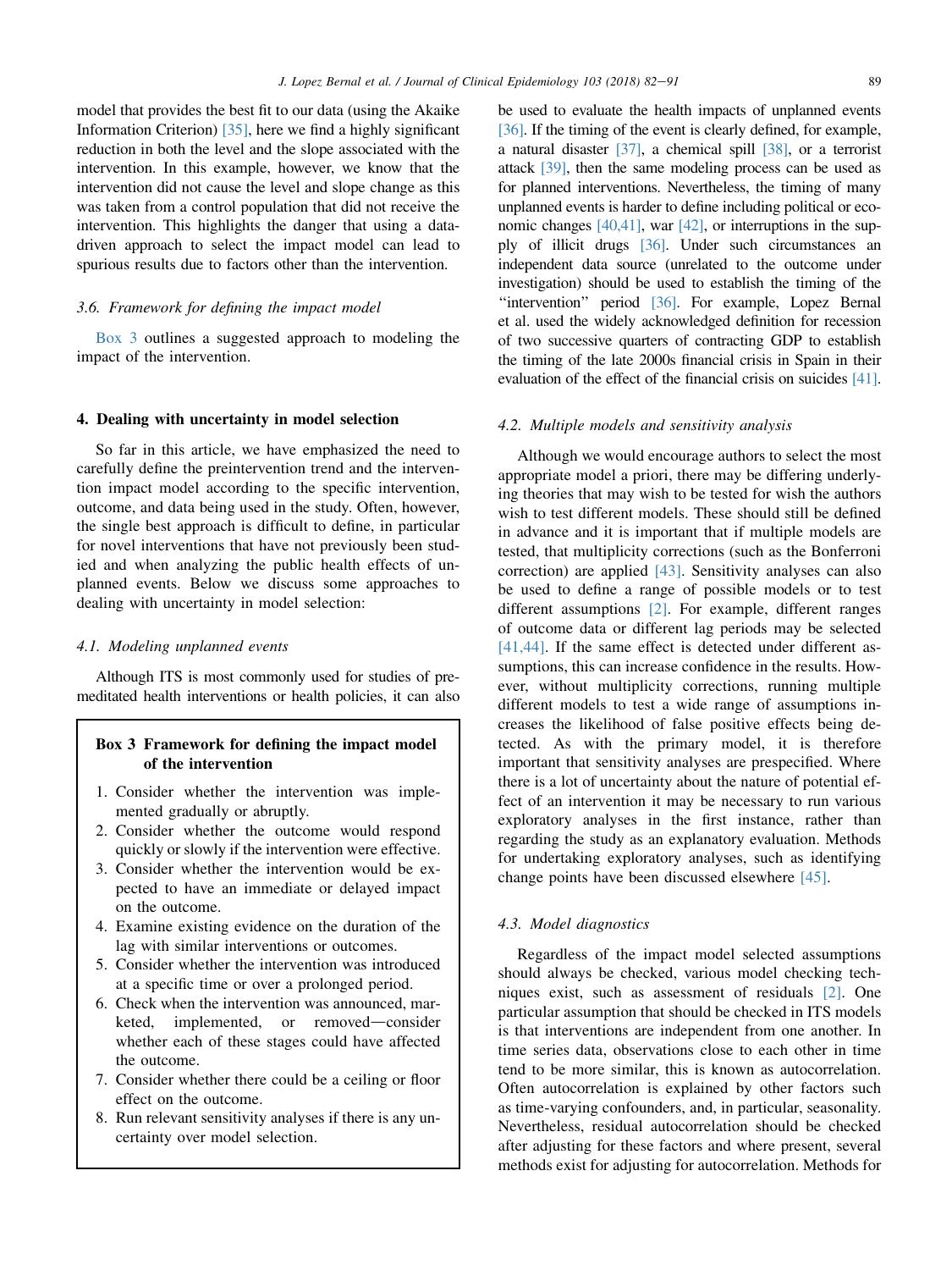model that provides the best fit to our data (using the Akaike Information Criterion) [35], here we find a highly significant reduction in both the level and the slope associated with the intervention. In this example, however, we know that the intervention did not cause the level and slope change as this was taken from a control population that did not receive the intervention. This highlights the danger that using a data-driven approach to select the impact model can lead to spurious results due to factors other than the intervention.

### *3.6. Framework for defining the impact model*

Box 3 outlines a suggested approach to modeling the impact of the intervention.

> **Box 3 Framework for defining the impact model of the intervention**
>
> 1. Consider whether the intervention was implemented gradually or abruptly.
> 2. Consider whether the outcome would respond quickly or slowly if the intervention were effective.
> 3. Consider whether the intervention would be expected to have an immediate or delayed impact on the outcome.
> 4. Examine existing evidence on the duration of the lag with similar interventions or outcomes.
> 5. Consider whether the intervention was introduced at a specific time or over a prolonged period.
> 6. Check when the intervention was announced, marketed, implemented, or removed—consider whether each of these stages could have affected the outcome.
> 7. Consider whether there could be a ceiling or floor effect on the outcome.
> 8. Run relevant sensitivity analyses if there is any uncertainty over model selection.

## 4. Dealing with uncertainty in model selection

So far in this article, we have emphasized the need to carefully define the preintervention trend and the intervention impact model according to the specific intervention, outcome, and data being used in the study. Often, however, the single best approach is difficult to define, in particular for novel interventions that have not previously been studied and when analyzing the public health effects of unplanned events. Below we discuss some approaches to dealing with uncertainty in model selection:

### *4.1. Modeling unplanned events*

Although ITS is most commonly used for studies of premeditated health interventions or health policies, it can also be used to evaluate the health impacts of unplanned events [36]. If the timing of the event is clearly defined, for example, a natural disaster [37], a chemical spill [38], or a terrorist attack [39], then the same modeling process can be used as for planned interventions. Nevertheless, the timing of many unplanned events is harder to define including political or economic changes [40,41], war [42], or interruptions in the supply of illicit drugs [36]. Under such circumstances an independent data source (unrelated to the outcome under investigation) should be used to establish the timing of the "intervention" period [36]. For example, Lopez Bernal et al. used the widely acknowledged definition for recession of two successive quarters of contracting GDP to establish the timing of the late 2000s financial crisis in Spain in their evaluation of the effect of the financial crisis on suicides [41].

### *4.2. Multiple models and sensitivity analysis*

Although we would encourage authors to select the most appropriate model a priori, there may be differing underlying theories that may wish to be tested for wish the authors wish to test different models. These should still be defined in advance and it is important that if multiple models are tested, that multiplicity corrections (such as the Bonferroni correction) are applied [43]. Sensitivity analyses can also be used to define a range of possible models or to test different assumptions [2]. For example, different ranges of outcome data or different lag periods may be selected [41,44]. If the same effect is detected under different assumptions, this can increase confidence in the results. However, without multiplicity corrections, running multiple different models to test a wide range of assumptions increases the likelihood of false positive effects being detected. As with the primary model, it is therefore important that sensitivity analyses are prespecified. Where there is a lot of uncertainty about the nature of potential effect of an intervention it may be necessary to run various exploratory analyses in the first instance, rather than regarding the study as an explanatory evaluation. Methods for undertaking exploratory analyses, such as identifying change points have been discussed elsewhere [45].

### *4.3. Model diagnostics*

Regardless of the impact model selected assumptions should always be checked, various model checking techniques exist, such as assessment of residuals [2]. One particular assumption that should be checked in ITS models is that interventions are independent from one another. In time series data, observations close to each other in time tend to be more similar, this is known as autocorrelation. Often autocorrelation is explained by other factors such as time-varying confounders, and, in particular, seasonality. Nevertheless, residual autocorrelation should be checked after adjusting for these factors and where present, several methods exist for adjusting for autocorrelation. Methods for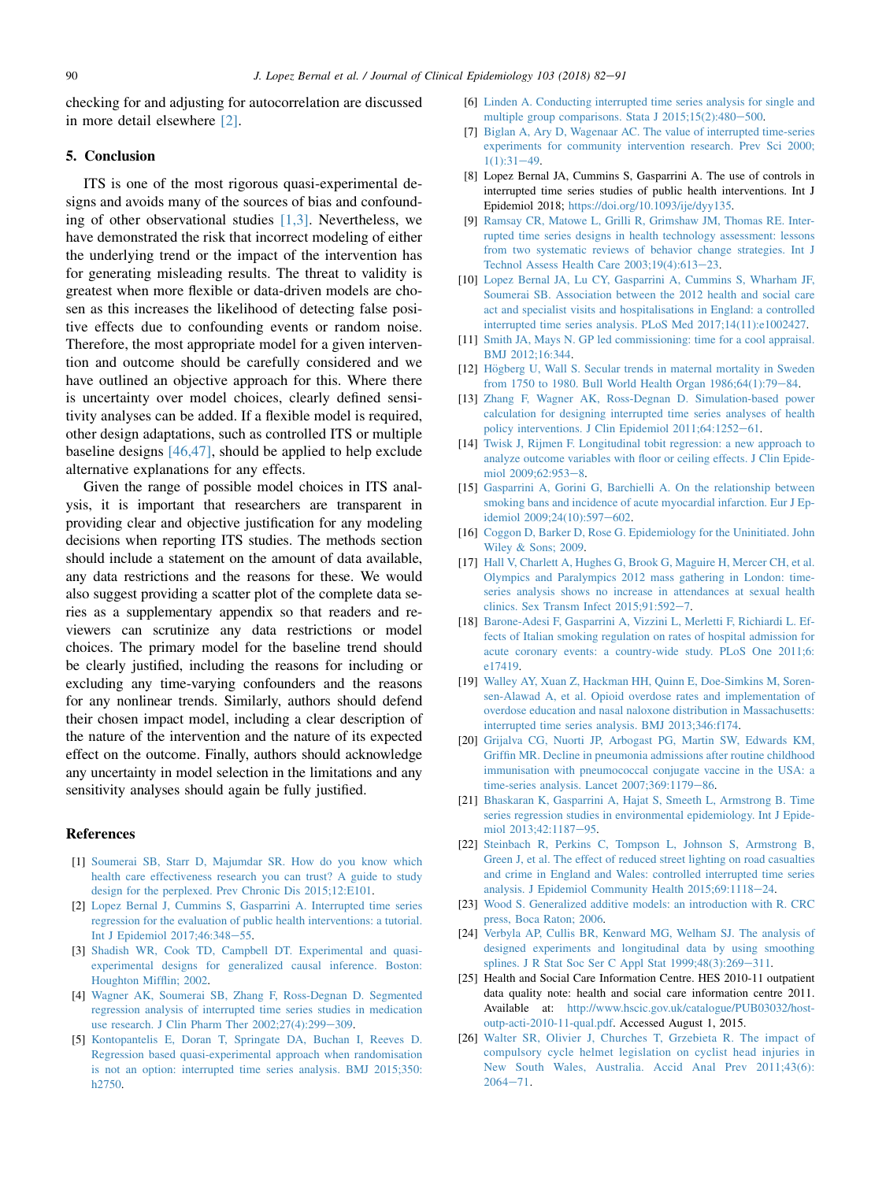checking for and adjusting for autocorrelation are discussed in more detail elsewhere [2].

## 5. Conclusion

ITS is one of the most rigorous quasi-experimental designs and avoids many of the sources of bias and confounding of other observational studies [1,3]. Nevertheless, we have demonstrated the risk that incorrect modeling of either the underlying trend or the impact of the intervention has for generating misleading results. The threat to validity is greatest when more flexible or data-driven models are chosen as this increases the likelihood of detecting false positive effects due to confounding events or random noise. Therefore, the most appropriate model for a given intervention and outcome should be carefully considered and we have outlined an objective approach for this. Where there is uncertainty over model choices, clearly defined sensitivity analyses can be added. If a flexible model is required, other design adaptations, such as controlled ITS or multiple baseline designs [46,47], should be applied to help exclude alternative explanations for any effects.

Given the range of possible model choices in ITS analysis, it is important that researchers are transparent in providing clear and objective justification for any modeling decisions when reporting ITS studies. The methods section should include a statement on the amount of data available, any data restrictions and the reasons for these. We would also suggest providing a scatter plot of the complete data series as a supplementary appendix so that readers and reviewers can scrutinize any data restrictions or model choices. The primary model for the baseline trend should be clearly justified, including the reasons for including or excluding any time-varying confounders and the reasons for any nonlinear trends. Similarly, authors should defend their chosen impact model, including a clear description of the nature of the intervention and the nature of its expected effect on the outcome. Finally, authors should acknowledge any uncertainty in model selection in the limitations and any sensitivity analyses should again be fully justified.

## References

[1] Soumerai SB, Starr D, Majumdar SR. How do you know which health care effectiveness research you can trust? A guide to study design for the perplexed. Prev Chronic Dis 2015;12:E101.

[2] Lopez Bernal J, Cummins S, Gasparrini A. Interrupted time series regression for the evaluation of public health interventions: a tutorial. Int J Epidemiol 2017;46:348–55.

[3] Shadish WR, Cook TD, Campbell DT. Experimental and quasi-experimental designs for generalized causal inference. Boston: Houghton Mifflin; 2002.

[4] Wagner AK, Soumerai SB, Zhang F, Ross-Degnan D. Segmented regression analysis of interrupted time series studies in medication use research. J Clin Pharm Ther 2002;27(4):299–309.

[5] Kontopantelis E, Doran T, Springate DA, Buchan I, Reeves D. Regression based quasi-experimental approach when randomisation is not an option: interrupted time series analysis. BMJ 2015;350:h2750.

[6] Linden A. Conducting interrupted time series analysis for single and multiple group comparisons. Stata J 2015;15(2):480–500.

[7] Biglan A, Ary D, Wagenaar AC. The value of interrupted time-series experiments for community intervention research. Prev Sci 2000;1(1):31–49.

[8] Lopez Bernal JA, Cummins S, Gasparrini A. The use of controls in interrupted time series studies of public health interventions. Int J Epidemiol 2018; https://doi.org/10.1093/ije/dyy135.

[9] Ramsay CR, Matowe L, Grilli R, Grimshaw JM, Thomas RE. Interrupted time series designs in health technology assessment: lessons from two systematic reviews of behavior change strategies. Int J Technol Assess Health Care 2003;19(4):613–23.

[10] Lopez Bernal JA, Lu CY, Gasparrini A, Cummins S, Wharham JF, Soumerai SB. Association between the 2012 health and social care act and specialist visits and hospitalisations in England: a controlled interrupted time series analysis. PLoS Med 2017;14(11):e1002427.

[11] Smith JA, Mays N. GP led commissioning: time for a cool appraisal. BMJ 2012;16:344.

[12] Högberg U, Wall S. Secular trends in maternal mortality in Sweden from 1750 to 1980. Bull World Health Organ 1986;64(1):79–84.

[13] Zhang F, Wagner AK, Ross-Degnan D. Simulation-based power calculation for designing interrupted time series analyses of health policy interventions. J Clin Epidemiol 2011;64:1252–61.

[14] Twisk J, Rijmen F. Longitudinal tobit regression: a new approach to analyze outcome variables with floor or ceiling effects. J Clin Epidemiol 2009;62:953–8.

[15] Gasparrini A, Gorini G, Barchielli A. On the relationship between smoking bans and incidence of acute myocardial infarction. Eur J Epidemiol 2009;24(10):597–602.

[16] Coggon D, Barker D, Rose G. Epidemiology for the Uninitiated. John Wiley & Sons; 2009.

[17] Hall V, Charlett A, Hughes G, Brook G, Maguire H, Mercer CH, et al. Olympics and Paralympics 2012 mass gathering in London: time-series analysis shows no increase in attendances at sexual health clinics. Sex Transm Infect 2015;91:592–7.

[18] Barone-Adesi F, Gasparrini A, Vizzini L, Merletti F, Richiardi L. Effects of Italian smoking regulation on rates of hospital admission for acute coronary events: a country-wide study. PLoS One 2011;6:e17419.

[19] Walley AY, Xuan Z, Hackman HH, Quinn E, Doe-Simkins M, Sorensen-Alawad A, et al. Opioid overdose rates and implementation of overdose education and nasal naloxone distribution in Massachusetts: interrupted time series analysis. BMJ 2013;346:f174.

[20] Grijalva CG, Nuorti JP, Arbogast PG, Martin SW, Edwards KM, Griffin MR. Decline in pneumonia admissions after routine childhood immunisation with pneumococcal conjugate vaccine in the USA: a time-series analysis. Lancet 2007;369:1179–86.

[21] Bhaskaran K, Gasparrini A, Hajat S, Smeeth L, Armstrong B. Time series regression studies in environmental epidemiology. Int J Epidemiol 2013;42:1187–95.

[22] Steinbach R, Perkins C, Tompson L, Johnson S, Armstrong B, Green J, et al. The effect of reduced street lighting on road casualties and crime in England and Wales: controlled interrupted time series analysis. J Epidemiol Community Health 2015;69:1118–24.

[23] Wood S. Generalized additive models: an introduction with R. CRC press, Boca Raton; 2006.

[24] Verbyla AP, Cullis BR, Kenward MG, Welham SJ. The analysis of designed experiments and longitudinal data by using smoothing splines. J R Stat Soc Ser C Appl Stat 1999;48(3):269–311.

[25] Health and Social Care Information Centre. HES 2010-11 outpatient data quality note: health and social care information centre 2011. Available at: http://www.hscic.gov.uk/catalogue/PUB03032/host-outp-acti-2010-11-qual.pdf. Accessed August 1, 2015.

[26] Walter SR, Olivier J, Churches T, Grzebieta R. The impact of compulsory cycle helmet legislation on cyclist head injuries in New South Wales, Australia. Accid Anal Prev 2011;43(6):2064–71.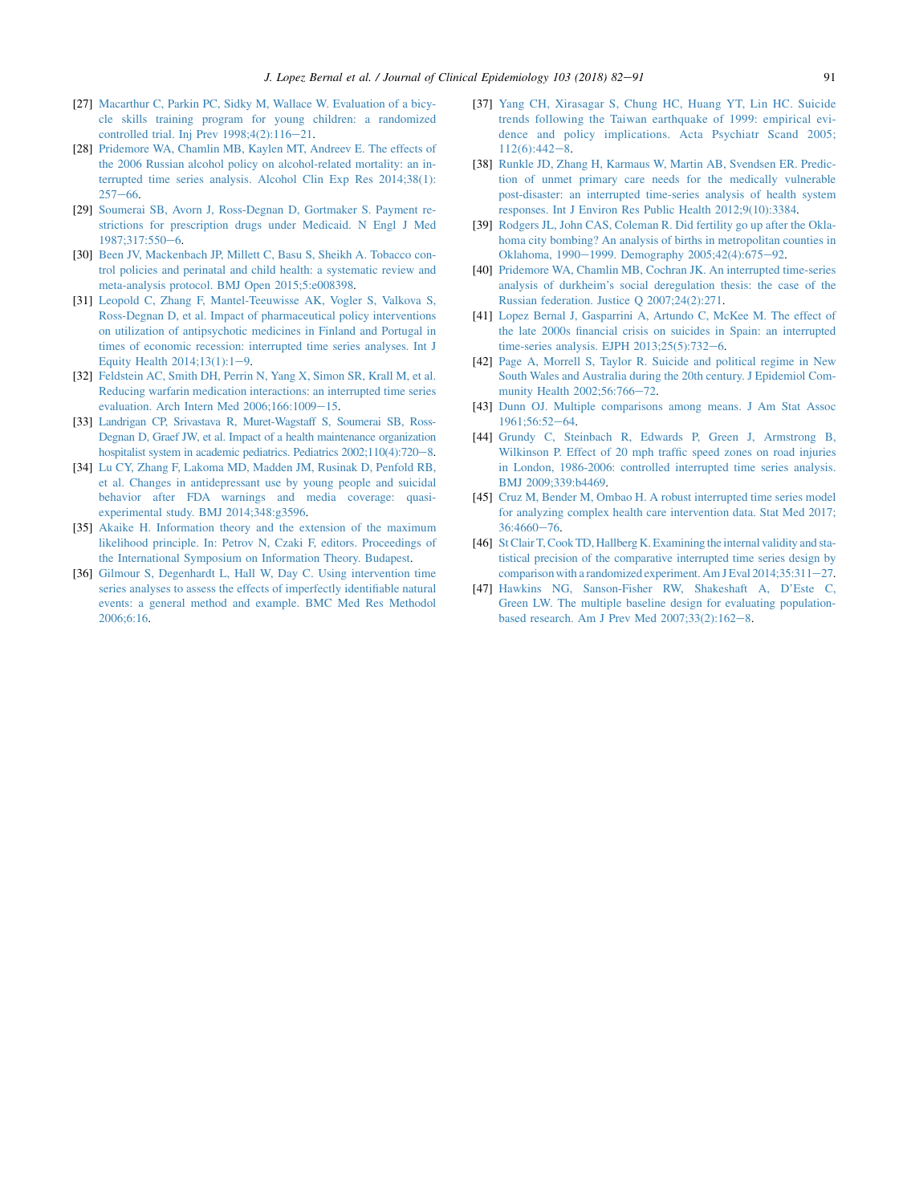[27] Macarthur C, Parkin PC, Sidky M, Wallace W. Evaluation of a bicycle skills training program for young children: a randomized controlled trial. Inj Prev 1998;4(2):116–21.

[28] Pridemore WA, Chamlin MB, Kaylen MT, Andreev E. The effects of the 2006 Russian alcohol policy on alcohol-related mortality: an interrupted time series analysis. Alcohol Clin Exp Res 2014;38(1):257–66.

[29] Soumerai SB, Avorn J, Ross-Degnan D, Gortmaker S. Payment restrictions for prescription drugs under Medicaid. N Engl J Med 1987;317:550–6.

[30] Been JV, Mackenbach JP, Millett C, Basu S, Sheikh A. Tobacco control policies and perinatal and child health: a systematic review and meta-analysis protocol. BMJ Open 2015;5:e008398.

[31] Leopold C, Zhang F, Mantel-Teeuwisse AK, Vogler S, Valkova S, Ross-Degnan D, et al. Impact of pharmaceutical policy interventions on utilization of antipsychotic medicines in Finland and Portugal in times of economic recession: interrupted time series analyses. Int J Equity Health 2014;13(1):1–9.

[32] Feldstein AC, Smith DH, Perrin N, Yang X, Simon SR, Krall M, et al. Reducing warfarin medication interactions: an interrupted time series evaluation. Arch Intern Med 2006;166:1009–15.

[33] Landrigan CP, Srivastava R, Muret-Wagstaff S, Soumerai SB, Ross-Degnan D, Graef JW, et al. Impact of a health maintenance organization hospitalist system in academic pediatrics. Pediatrics 2002;110(4):720–8.

[34] Lu CY, Zhang F, Lakoma MD, Madden JM, Rusinak D, Penfold RB, et al. Changes in antidepressant use by young people and suicidal behavior after FDA warnings and media coverage: quasi-experimental study. BMJ 2014;348:g3596.

[35] Akaike H. Information theory and the extension of the maximum likelihood principle. In: Petrov N, Czaki F, editors. Proceedings of the International Symposium on Information Theory. Budapest.

[36] Gilmour S, Degenhardt L, Hall W, Day C. Using intervention time series analyses to assess the effects of imperfectly identifiable natural events: a general method and example. BMC Med Res Methodol 2006;6:16.

[37] Yang CH, Xirasagar S, Chung HC, Huang YT, Lin HC. Suicide trends following the Taiwan earthquake of 1999: empirical evidence and policy implications. Acta Psychiatr Scand 2005;112(6):442–8.

[38] Runkle JD, Zhang H, Karmaus W, Martin AB, Svendsen ER. Prediction of unmet primary care needs for the medically vulnerable post-disaster: an interrupted time-series analysis of health system responses. Int J Environ Res Public Health 2012;9(10):3384.

[39] Rodgers JL, John CAS, Coleman R. Did fertility go up after the Oklahoma city bombing? An analysis of births in metropolitan counties in Oklahoma, 1990–1999. Demography 2005;42(4):675–92.

[40] Pridemore WA, Chamlin MB, Cochran JK. An interrupted time-series analysis of durkheim's social deregulation thesis: the case of the Russian federation. Justice Q 2007;24(2):271.

[41] Lopez Bernal J, Gasparrini A, Artundo C, McKee M. The effect of the late 2000s financial crisis on suicides in Spain: an interrupted time-series analysis. EJPH 2013;25(5):732–6.

[42] Page A, Morrell S, Taylor R. Suicide and political regime in New South Wales and Australia during the 20th century. J Epidemiol Community Health 2002;56:766–72.

[43] Dunn OJ. Multiple comparisons among means. J Am Stat Assoc 1961;56:52–64.

[44] Grundy C, Steinbach R, Edwards P, Green J, Armstrong B, Wilkinson P. Effect of 20 mph traffic speed zones on road injuries in London, 1986-2006: controlled interrupted time series analysis. BMJ 2009;339:b4469.

[45] Cruz M, Bender M, Ombao H. A robust interrupted time series model for analyzing complex health care intervention data. Stat Med 2017;36:4660–76.

[46] St Clair T, Cook TD, Hallberg K. Examining the internal validity and statistical precision of the comparative interrupted time series design by comparison with a randomized experiment. Am J Eval 2014;35:311–27.

[47] Hawkins NG, Sanson-Fisher RW, Shakeshaft A, D'Este C, Green LW. The multiple baseline design for evaluating population-based research. Am J Prev Med 2007;33(2):162–8.